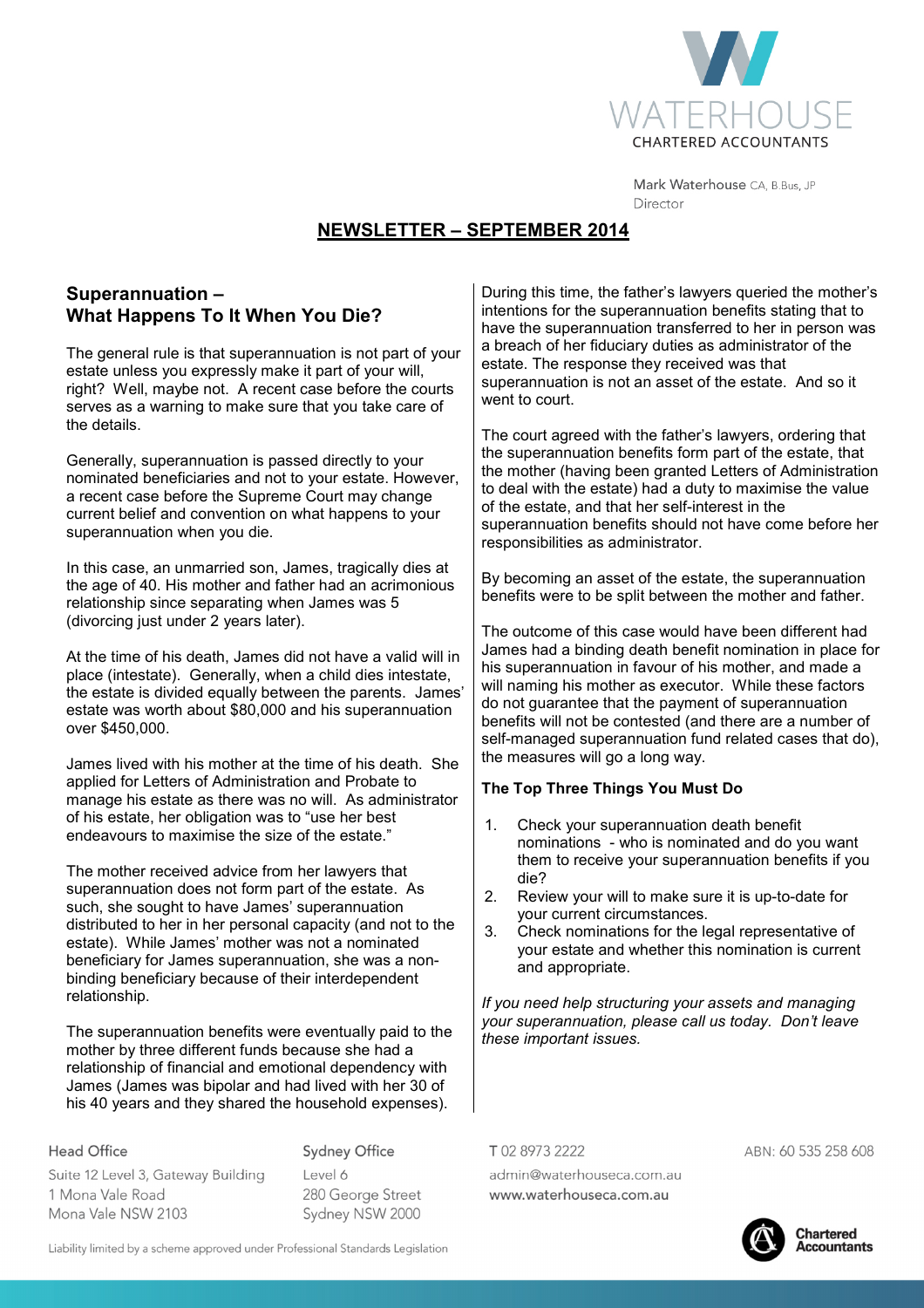WATERHOUSE
CHARTERED ACCOUNTANTS

Mark Waterhouse CA, B.Bus, JP
Director

# NEWSLETTER – SEPTEMBER 2014

## Superannuation – What Happens To It When You Die?

The general rule is that superannuation is not part of your estate unless you expressly make it part of your will, right? Well, maybe not. A recent case before the courts serves as a warning to make sure that you take care of the details.

Generally, superannuation is passed directly to your nominated beneficiaries and not to your estate. However, a recent case before the Supreme Court may change current belief and convention on what happens to your superannuation when you die.

In this case, an unmarried son, James, tragically dies at the age of 40. His mother and father had an acrimonious relationship since separating when James was 5 (divorcing just under 2 years later).

At the time of his death, James did not have a valid will in place (intestate). Generally, when a child dies intestate, the estate is divided equally between the parents. James' estate was worth about $80,000 and his superannuation over $450,000.

James lived with his mother at the time of his death. She applied for Letters of Administration and Probate to manage his estate as there was no will. As administrator of his estate, her obligation was to "use her best endeavours to maximise the size of the estate."

The mother received advice from her lawyers that superannuation does not form part of the estate. As such, she sought to have James' superannuation distributed to her in her personal capacity (and not to the estate). While James' mother was not a nominated beneficiary for James superannuation, she was a non-binding beneficiary because of their interdependent relationship.

The superannuation benefits were eventually paid to the mother by three different funds because she had a relationship of financial and emotional dependency with James (James was bipolar and had lived with her 30 of his 40 years and they shared the household expenses).

During this time, the father's lawyers queried the mother's intentions for the superannuation benefits stating that to have the superannuation transferred to her in person was a breach of her fiduciary duties as administrator of the estate. The response they received was that superannuation is not an asset of the estate. And so it went to court.

The court agreed with the father's lawyers, ordering that the superannuation benefits form part of the estate, that the mother (having been granted Letters of Administration to deal with the estate) had a duty to maximise the value of the estate, and that her self-interest in the superannuation benefits should not have come before her responsibilities as administrator.

By becoming an asset of the estate, the superannuation benefits were to be split between the mother and father.

The outcome of this case would have been different had James had a binding death benefit nomination in place for his superannuation in favour of his mother, and made a will naming his mother as executor. While these factors do not guarantee that the payment of superannuation benefits will not be contested (and there are a number of self-managed superannuation fund related cases that do), the measures will go a long way.

### The Top Three Things You Must Do

1. Check your superannuation death benefit nominations - who is nominated and do you want them to receive your superannuation benefits if you die?
2. Review your will to make sure it is up-to-date for your current circumstances.
3. Check nominations for the legal representative of your estate and whether this nomination is current and appropriate.

*If you need help structuring your assets and managing your superannuation, please call us today. Don't leave these important issues.*

Head Office
Suite 12 Level 3, Gateway Building
1 Mona Vale Road
Mona Vale NSW 2103

Sydney Office
Level 6
280 George Street
Sydney NSW 2000

T 02 8973 2222
admin@waterhouseca.com.au
www.waterhouseca.com.au

ABN: 60 535 258 608

Chartered Accountants

Liability limited by a scheme approved under Professional Standards Legislation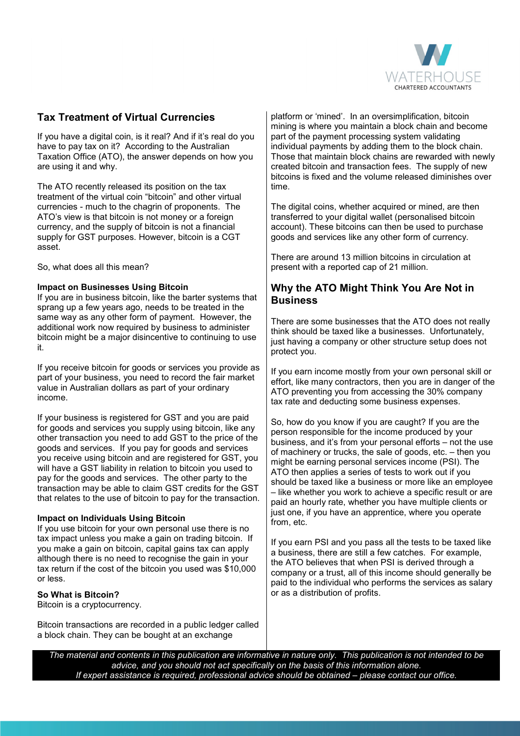## Tax Treatment of Virtual Currencies

If you have a digital coin, is it real? And if it's real do you have to pay tax on it? According to the Australian Taxation Office (ATO), the answer depends on how you are using it and why.

The ATO recently released its position on the tax treatment of the virtual coin "bitcoin" and other virtual currencies - much to the chagrin of proponents. The ATO's view is that bitcoin is not money or a foreign currency, and the supply of bitcoin is not a financial supply for GST purposes. However, bitcoin is a CGT asset.

So, what does all this mean?

**Impact on Businesses Using Bitcoin**

If you are in business bitcoin, like the barter systems that sprang up a few years ago, needs to be treated in the same way as any other form of payment. However, the additional work now required by business to administer bitcoin might be a major disincentive to continuing to use it.

If you receive bitcoin for goods or services you provide as part of your business, you need to record the fair market value in Australian dollars as part of your ordinary income.

If your business is registered for GST and you are paid for goods and services you supply using bitcoin, like any other transaction you need to add GST to the price of the goods and services. If you pay for goods and services you receive using bitcoin and are registered for GST, you will have a GST liability in relation to bitcoin you used to pay for the goods and services. The other party to the transaction may be able to claim GST credits for the GST that relates to the use of bitcoin to pay for the transaction.

**Impact on Individuals Using Bitcoin**

If you use bitcoin for your own personal use there is no tax impact unless you make a gain on trading bitcoin. If you make a gain on bitcoin, capital gains tax can apply although there is no need to recognise the gain in your tax return if the cost of the bitcoin you used was $10,000 or less.

**So What is Bitcoin?**

Bitcoin is a cryptocurrency.

Bitcoin transactions are recorded in a public ledger called a block chain. They can be bought at an exchange platform or 'mined'. In an oversimplification, bitcoin mining is where you maintain a block chain and become part of the payment processing system validating individual payments by adding them to the block chain. Those that maintain block chains are rewarded with newly created bitcoin and transaction fees. The supply of new bitcoins is fixed and the volume released diminishes over time.

The digital coins, whether acquired or mined, are then transferred to your digital wallet (personalised bitcoin account). These bitcoins can then be used to purchase goods and services like any other form of currency.

There are around 13 million bitcoins in circulation at present with a reported cap of 21 million.

## Why the ATO Might Think You Are Not in Business

There are some businesses that the ATO does not really think should be taxed like a businesses. Unfortunately, just having a company or other structure setup does not protect you.

If you earn income mostly from your own personal skill or effort, like many contractors, then you are in danger of the ATO preventing you from accessing the 30% company tax rate and deducting some business expenses.

So, how do you know if you are caught? If you are the person responsible for the income produced by your business, and it's from your personal efforts – not the use of machinery or trucks, the sale of goods, etc. – then you might be earning personal services income (PSI). The ATO then applies a series of tests to work out if you should be taxed like a business or more like an employee – like whether you work to achieve a specific result or are paid an hourly rate, whether you have multiple clients or just one, if you have an apprentice, where you operate from, etc.

If you earn PSI and you pass all the tests to be taxed like a business, there are still a few catches. For example, the ATO believes that when PSI is derived through a company or a trust, all of this income should generally be paid to the individual who performs the services as salary or as a distribution of profits.

*The material and contents in this publication are informative in nature only. This publication is not intended to be advice, and you should not act specifically on the basis of this information alone. If expert assistance is required, professional advice should be obtained – please contact our office.*